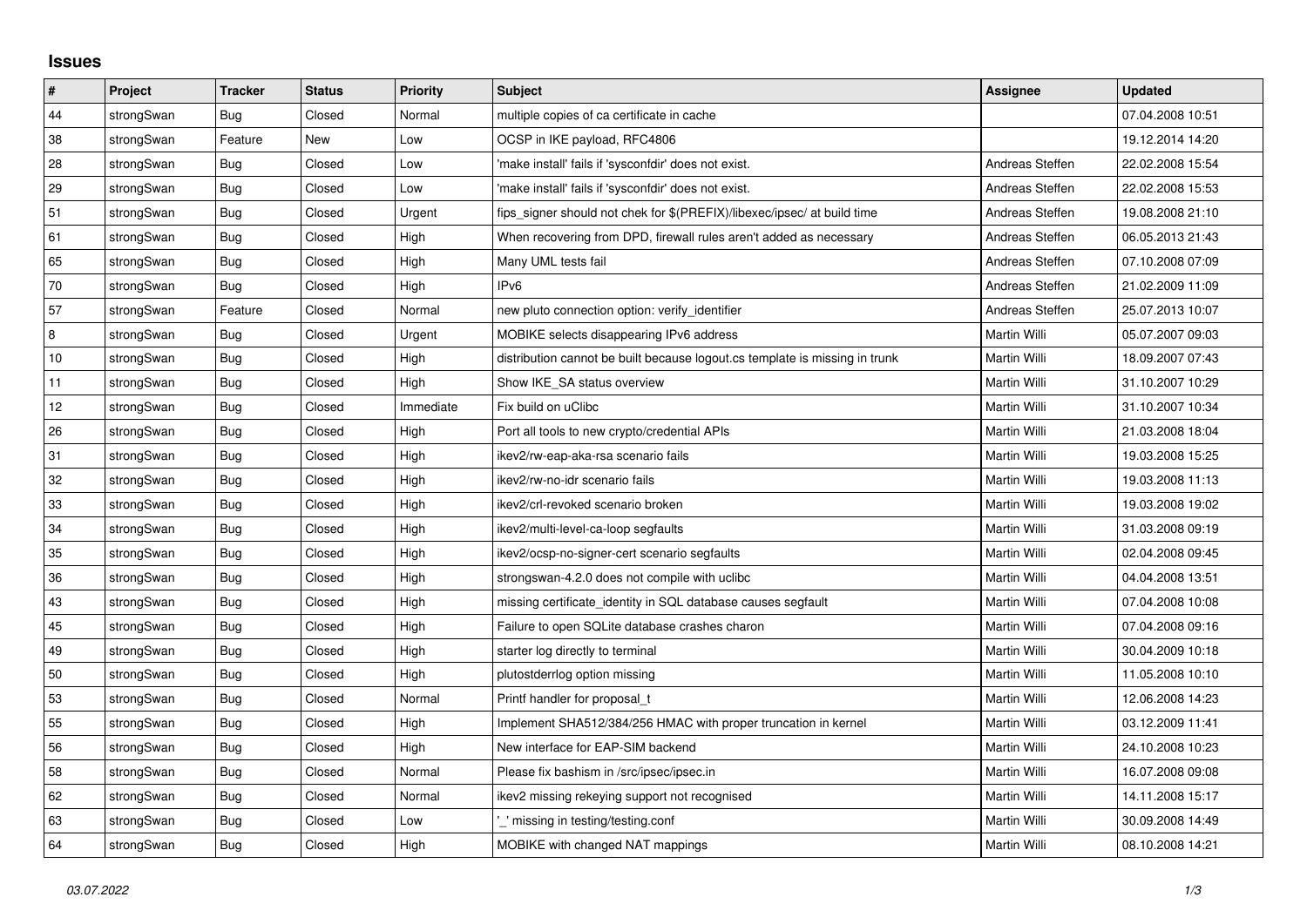# Issues

| # | Project | Tracker | Status | Priority | Subject | Assignee | Updated |
|---|---|---|---|---|---|---|---|
| 44 | strongSwan | Bug | Closed | Normal | multiple copies of ca certificate in cache | | 07.04.2008 10:51 |
| 38 | strongSwan | Feature | New | Low | OCSP in IKE payload, RFC4806 | | 19.12.2014 14:20 |
| 28 | strongSwan | Bug | Closed | Low | 'make install' fails if 'sysconfdir' does not exist. | Andreas Steffen | 22.02.2008 15:54 |
| 29 | strongSwan | Bug | Closed | Low | 'make install' fails if 'sysconfdir' does not exist. | Andreas Steffen | 22.02.2008 15:53 |
| 51 | strongSwan | Bug | Closed | Urgent | fips_signer should not chek for $(PREFIX)/libexec/ipsec/ at build time | Andreas Steffen | 19.08.2008 21:10 |
| 61 | strongSwan | Bug | Closed | High | When recovering from DPD, firewall rules aren't added as necessary | Andreas Steffen | 06.05.2013 21:43 |
| 65 | strongSwan | Bug | Closed | High | Many UML tests fail | Andreas Steffen | 07.10.2008 07:09 |
| 70 | strongSwan | Bug | Closed | High | IPv6 | Andreas Steffen | 21.02.2009 11:09 |
| 57 | strongSwan | Feature | Closed | Normal | new pluto connection option: verify_identifier | Andreas Steffen | 25.07.2013 10:07 |
| 8 | strongSwan | Bug | Closed | Urgent | MOBIKE selects disappearing IPv6 address | Martin Willi | 05.07.2007 09:03 |
| 10 | strongSwan | Bug | Closed | High | distribution cannot be built because logout.cs template is missing in trunk | Martin Willi | 18.09.2007 07:43 |
| 11 | strongSwan | Bug | Closed | High | Show IKE_SA status overview | Martin Willi | 31.10.2007 10:29 |
| 12 | strongSwan | Bug | Closed | Immediate | Fix build on uClibc | Martin Willi | 31.10.2007 10:34 |
| 26 | strongSwan | Bug | Closed | High | Port all tools to new crypto/credential APIs | Martin Willi | 21.03.2008 18:04 |
| 31 | strongSwan | Bug | Closed | High | ikev2/rw-eap-aka-rsa scenario fails | Martin Willi | 19.03.2008 15:25 |
| 32 | strongSwan | Bug | Closed | High | ikev2/rw-no-idr scenario fails | Martin Willi | 19.03.2008 11:13 |
| 33 | strongSwan | Bug | Closed | High | ikev2/crl-revoked scenario broken | Martin Willi | 19.03.2008 19:02 |
| 34 | strongSwan | Bug | Closed | High | ikev2/multi-level-ca-loop segfaults | Martin Willi | 31.03.2008 09:19 |
| 35 | strongSwan | Bug | Closed | High | ikev2/ocsp-no-signer-cert scenario segfaults | Martin Willi | 02.04.2008 09:45 |
| 36 | strongSwan | Bug | Closed | High | strongswan-4.2.0 does not compile with uclibc | Martin Willi | 04.04.2008 13:51 |
| 43 | strongSwan | Bug | Closed | High | missing certificate_identity in SQL database causes segfault | Martin Willi | 07.04.2008 10:08 |
| 45 | strongSwan | Bug | Closed | High | Failure to open SQLite database crashes charon | Martin Willi | 07.04.2008 09:16 |
| 49 | strongSwan | Bug | Closed | High | starter log directly to terminal | Martin Willi | 30.04.2009 10:18 |
| 50 | strongSwan | Bug | Closed | High | plutostderrlog option missing | Martin Willi | 11.05.2008 10:10 |
| 53 | strongSwan | Bug | Closed | Normal | Printf handler for proposal_t | Martin Willi | 12.06.2008 14:23 |
| 55 | strongSwan | Bug | Closed | High | Implement SHA512/384/256 HMAC with proper truncation in kernel | Martin Willi | 03.12.2009 11:41 |
| 56 | strongSwan | Bug | Closed | High | New interface for EAP-SIM backend | Martin Willi | 24.10.2008 10:23 |
| 58 | strongSwan | Bug | Closed | Normal | Please fix bashism in /src/ipsec/ipsec.in | Martin Willi | 16.07.2008 09:08 |
| 62 | strongSwan | Bug | Closed | Normal | ikev2 missing rekeying support not recognised | Martin Willi | 14.11.2008 15:17 |
| 63 | strongSwan | Bug | Closed | Low | '_' missing in testing/testing.conf | Martin Willi | 30.09.2008 14:49 |
| 64 | strongSwan | Bug | Closed | High | MOBIKE with changed NAT mappings | Martin Willi | 08.10.2008 14:21 |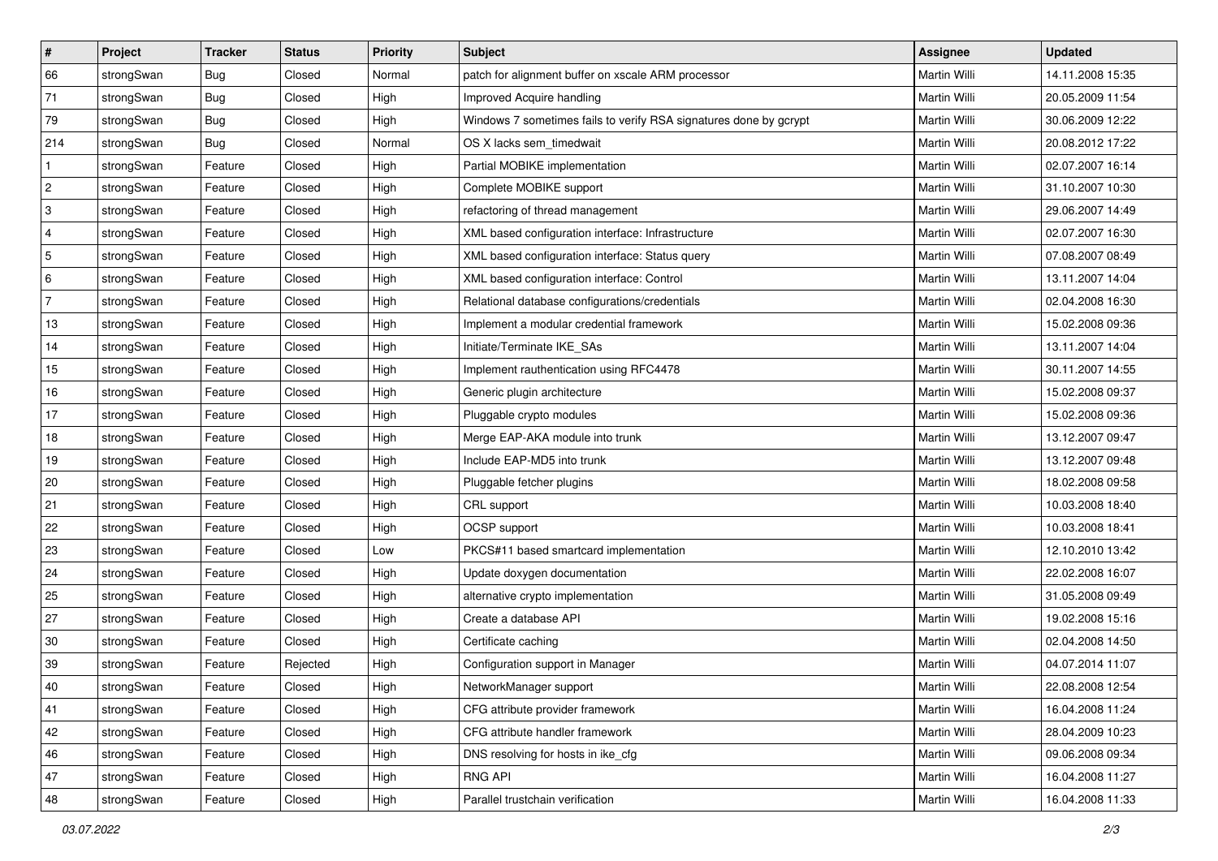| # | Project | Tracker | Status | Priority | Subject | Assignee | Updated |
|---|---|---|---|---|---|---|---|
| 66 | strongSwan | Bug | Closed | Normal | patch for alignment buffer on xscale ARM processor | Martin Willi | 14.11.2008 15:35 |
| 71 | strongSwan | Bug | Closed | High | Improved Acquire handling | Martin Willi | 20.05.2009 11:54 |
| 79 | strongSwan | Bug | Closed | High | Windows 7 sometimes fails to verify RSA signatures done by gcrypt | Martin Willi | 30.06.2009 12:22 |
| 214 | strongSwan | Bug | Closed | Normal | OS X lacks sem_timedwait | Martin Willi | 20.08.2012 17:22 |
| 1 | strongSwan | Feature | Closed | High | Partial MOBIKE implementation | Martin Willi | 02.07.2007 16:14 |
| 2 | strongSwan | Feature | Closed | High | Complete MOBIKE support | Martin Willi | 31.10.2007 10:30 |
| 3 | strongSwan | Feature | Closed | High | refactoring of thread management | Martin Willi | 29.06.2007 14:49 |
| 4 | strongSwan | Feature | Closed | High | XML based configuration interface: Infrastructure | Martin Willi | 02.07.2007 16:30 |
| 5 | strongSwan | Feature | Closed | High | XML based configuration interface: Status query | Martin Willi | 07.08.2007 08:49 |
| 6 | strongSwan | Feature | Closed | High | XML based configuration interface: Control | Martin Willi | 13.11.2007 14:04 |
| 7 | strongSwan | Feature | Closed | High | Relational database configurations/credentials | Martin Willi | 02.04.2008 16:30 |
| 13 | strongSwan | Feature | Closed | High | Implement a modular credential framework | Martin Willi | 15.02.2008 09:36 |
| 14 | strongSwan | Feature | Closed | High | Initiate/Terminate IKE_SAs | Martin Willi | 13.11.2007 14:04 |
| 15 | strongSwan | Feature | Closed | High | Implement rauthentication using RFC4478 | Martin Willi | 30.11.2007 14:55 |
| 16 | strongSwan | Feature | Closed | High | Generic plugin architecture | Martin Willi | 15.02.2008 09:37 |
| 17 | strongSwan | Feature | Closed | High | Pluggable crypto modules | Martin Willi | 15.02.2008 09:36 |
| 18 | strongSwan | Feature | Closed | High | Merge EAP-AKA module into trunk | Martin Willi | 13.12.2007 09:47 |
| 19 | strongSwan | Feature | Closed | High | Include EAP-MD5 into trunk | Martin Willi | 13.12.2007 09:48 |
| 20 | strongSwan | Feature | Closed | High | Pluggable fetcher plugins | Martin Willi | 18.02.2008 09:58 |
| 21 | strongSwan | Feature | Closed | High | CRL support | Martin Willi | 10.03.2008 18:40 |
| 22 | strongSwan | Feature | Closed | High | OCSP support | Martin Willi | 10.03.2008 18:41 |
| 23 | strongSwan | Feature | Closed | Low | PKCS#11 based smartcard implementation | Martin Willi | 12.10.2010 13:42 |
| 24 | strongSwan | Feature | Closed | High | Update doxygen documentation | Martin Willi | 22.02.2008 16:07 |
| 25 | strongSwan | Feature | Closed | High | alternative crypto implementation | Martin Willi | 31.05.2008 09:49 |
| 27 | strongSwan | Feature | Closed | High | Create a database API | Martin Willi | 19.02.2008 15:16 |
| 30 | strongSwan | Feature | Closed | High | Certificate caching | Martin Willi | 02.04.2008 14:50 |
| 39 | strongSwan | Feature | Rejected | High | Configuration support in Manager | Martin Willi | 04.07.2014 11:07 |
| 40 | strongSwan | Feature | Closed | High | NetworkManager support | Martin Willi | 22.08.2008 12:54 |
| 41 | strongSwan | Feature | Closed | High | CFG attribute provider framework | Martin Willi | 16.04.2008 11:24 |
| 42 | strongSwan | Feature | Closed | High | CFG attribute handler framework | Martin Willi | 28.04.2009 10:23 |
| 46 | strongSwan | Feature | Closed | High | DNS resolving for hosts in ike_cfg | Martin Willi | 09.06.2008 09:34 |
| 47 | strongSwan | Feature | Closed | High | RNG API | Martin Willi | 16.04.2008 11:27 |
| 48 | strongSwan | Feature | Closed | High | Parallel trustchain verification | Martin Willi | 16.04.2008 11:33 |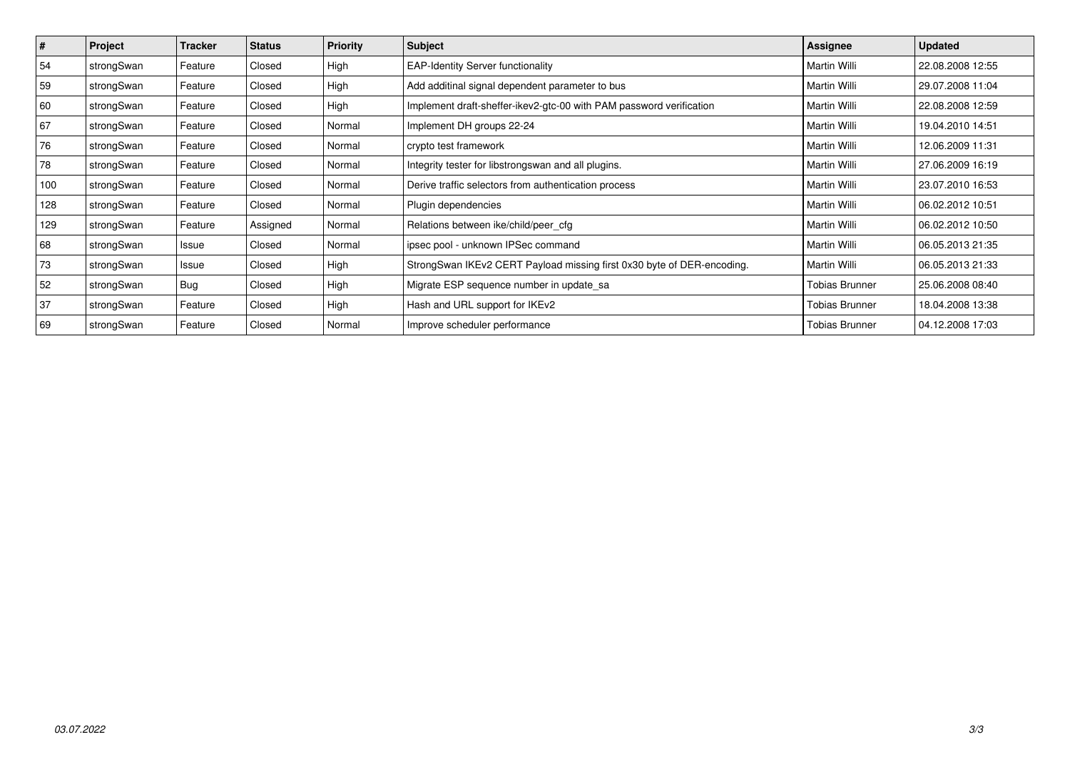| # | Project | Tracker | Status | Priority | Subject | Assignee | Updated |
|---|---|---|---|---|---|---|---|
| 54 | strongSwan | Feature | Closed | High | EAP-Identity Server functionality | Martin Willi | 22.08.2008 12:55 |
| 59 | strongSwan | Feature | Closed | High | Add additinal signal dependent parameter to bus | Martin Willi | 29.07.2008 11:04 |
| 60 | strongSwan | Feature | Closed | High | Implement draft-sheffer-ikev2-gtc-00 with PAM password verification | Martin Willi | 22.08.2008 12:59 |
| 67 | strongSwan | Feature | Closed | Normal | Implement DH groups 22-24 | Martin Willi | 19.04.2010 14:51 |
| 76 | strongSwan | Feature | Closed | Normal | crypto test framework | Martin Willi | 12.06.2009 11:31 |
| 78 | strongSwan | Feature | Closed | Normal | Integrity tester for libstrongswan and all plugins. | Martin Willi | 27.06.2009 16:19 |
| 100 | strongSwan | Feature | Closed | Normal | Derive traffic selectors from authentication process | Martin Willi | 23.07.2010 16:53 |
| 128 | strongSwan | Feature | Closed | Normal | Plugin dependencies | Martin Willi | 06.02.2012 10:51 |
| 129 | strongSwan | Feature | Assigned | Normal | Relations between ike/child/peer_cfg | Martin Willi | 06.02.2012 10:50 |
| 68 | strongSwan | Issue | Closed | Normal | ipsec pool - unknown IPSec command | Martin Willi | 06.05.2013 21:35 |
| 73 | strongSwan | Issue | Closed | High | StrongSwan IKEv2 CERT Payload missing first 0x30 byte of DER-encoding. | Martin Willi | 06.05.2013 21:33 |
| 52 | strongSwan | Bug | Closed | High | Migrate ESP sequence number in update_sa | Tobias Brunner | 25.06.2008 08:40 |
| 37 | strongSwan | Feature | Closed | High | Hash and URL support for IKEv2 | Tobias Brunner | 18.04.2008 13:38 |
| 69 | strongSwan | Feature | Closed | Normal | Improve scheduler performance | Tobias Brunner | 04.12.2008 17:03 |

*03.07.2022*